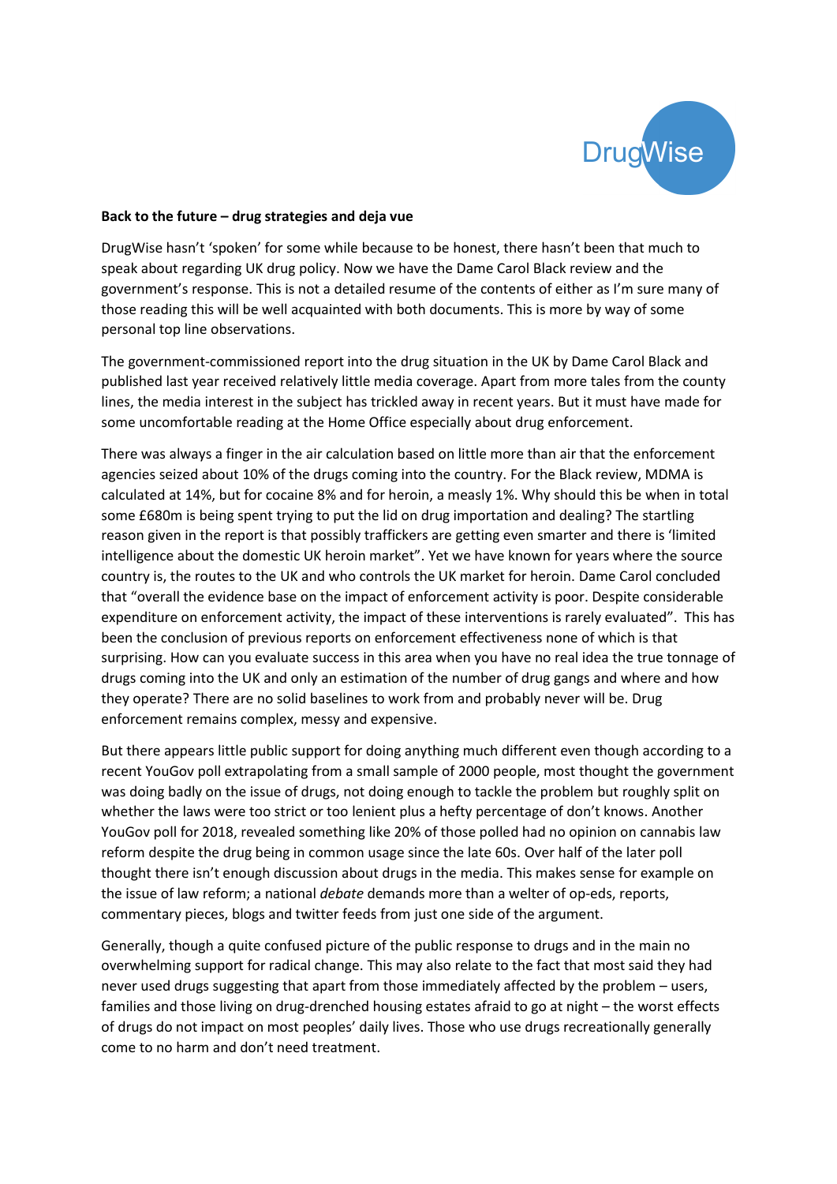DrugWise

**Back to the future – drug strategies and deja vue**

DrugWise hasn't 'spoken' for some while because to be honest, there hasn't been that much to speak about regarding UK drug policy. Now we have the Dame Carol Black review and the government's response. This is not a detailed resume of the contents of either as I'm sure many of those reading this will be well acquainted with both documents. This is more by way of some personal top line observations.

The government-commissioned report into the drug situation in the UK by Dame Carol Black and published last year received relatively little media coverage. Apart from more tales from the county lines, the media interest in the subject has trickled away in recent years. But it must have made for some uncomfortable reading at the Home Office especially about drug enforcement.

There was always a finger in the air calculation based on little more than air that the enforcement agencies seized about 10% of the drugs coming into the country. For the Black review, MDMA is calculated at 14%, but for cocaine 8% and for heroin, a measly 1%. Why should this be when in total some £680m is being spent trying to put the lid on drug importation and dealing? The startling reason given in the report is that possibly traffickers are getting even smarter and there is 'limited intelligence about the domestic UK heroin market". Yet we have known for years where the source country is, the routes to the UK and who controls the UK market for heroin. Dame Carol concluded that "overall the evidence base on the impact of enforcement activity is poor. Despite considerable expenditure on enforcement activity, the impact of these interventions is rarely evaluated". This has been the conclusion of previous reports on enforcement effectiveness none of which is that surprising. How can you evaluate success in this area when you have no real idea the true tonnage of drugs coming into the UK and only an estimation of the number of drug gangs and where and how they operate? There are no solid baselines to work from and probably never will be. Drug enforcement remains complex, messy and expensive.

But there appears little public support for doing anything much different even though according to a recent YouGov poll extrapolating from a small sample of 2000 people, most thought the government was doing badly on the issue of drugs, not doing enough to tackle the problem but roughly split on whether the laws were too strict or too lenient plus a hefty percentage of don't knows. Another YouGov poll for 2018, revealed something like 20% of those polled had no opinion on cannabis law reform despite the drug being in common usage since the late 60s. Over half of the later poll thought there isn't enough discussion about drugs in the media. This makes sense for example on the issue of law reform; a national *debate* demands more than a welter of op-eds, reports, commentary pieces, blogs and twitter feeds from just one side of the argument.

Generally, though a quite confused picture of the public response to drugs and in the main no overwhelming support for radical change. This may also relate to the fact that most said they had never used drugs suggesting that apart from those immediately affected by the problem – users, families and those living on drug-drenched housing estates afraid to go at night – the worst effects of drugs do not impact on most peoples' daily lives. Those who use drugs recreationally generally come to no harm and don't need treatment.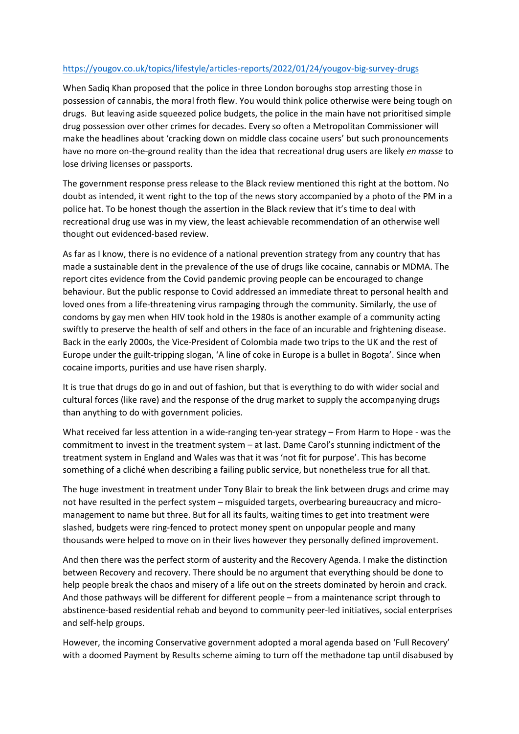https://yougov.co.uk/topics/lifestyle/articles-reports/2022/01/24/yougov-big-survey-drugs

When Sadiq Khan proposed that the police in three London boroughs stop arresting those in possession of cannabis, the moral froth flew. You would think police otherwise were being tough on drugs. But leaving aside squeezed police budgets, the police in the main have not prioritised simple drug possession over other crimes for decades. Every so often a Metropolitan Commissioner will make the headlines about 'cracking down on middle class cocaine users' but such pronouncements have no more on-the-ground reality than the idea that recreational drug users are likely *en masse* to lose driving licenses or passports.

The government response press release to the Black review mentioned this right at the bottom. No doubt as intended, it went right to the top of the news story accompanied by a photo of the PM in a police hat. To be honest though the assertion in the Black review that it's time to deal with recreational drug use was in my view, the least achievable recommendation of an otherwise well thought out evidenced-based review.

As far as I know, there is no evidence of a national prevention strategy from any country that has made a sustainable dent in the prevalence of the use of drugs like cocaine, cannabis or MDMA. The report cites evidence from the Covid pandemic proving people can be encouraged to change behaviour. But the public response to Covid addressed an immediate threat to personal health and loved ones from a life-threatening virus rampaging through the community. Similarly, the use of condoms by gay men when HIV took hold in the 1980s is another example of a community acting swiftly to preserve the health of self and others in the face of an incurable and frightening disease. Back in the early 2000s, the Vice-President of Colombia made two trips to the UK and the rest of Europe under the guilt-tripping slogan, 'A line of coke in Europe is a bullet in Bogota'. Since when cocaine imports, purities and use have risen sharply.

It is true that drugs do go in and out of fashion, but that is everything to do with wider social and cultural forces (like rave) and the response of the drug market to supply the accompanying drugs than anything to do with government policies.

What received far less attention in a wide-ranging ten-year strategy – From Harm to Hope - was the commitment to invest in the treatment system – at last. Dame Carol's stunning indictment of the treatment system in England and Wales was that it was 'not fit for purpose'. This has become something of a cliché when describing a failing public service, but nonetheless true for all that.

The huge investment in treatment under Tony Blair to break the link between drugs and crime may not have resulted in the perfect system – misguided targets, overbearing bureaucracy and micro-management to name but three. But for all its faults, waiting times to get into treatment were slashed, budgets were ring-fenced to protect money spent on unpopular people and many thousands were helped to move on in their lives however they personally defined improvement.

And then there was the perfect storm of austerity and the Recovery Agenda. I make the distinction between Recovery and recovery. There should be no argument that everything should be done to help people break the chaos and misery of a life out on the streets dominated by heroin and crack. And those pathways will be different for different people – from a maintenance script through to abstinence-based residential rehab and beyond to community peer-led initiatives, social enterprises and self-help groups.

However, the incoming Conservative government adopted a moral agenda based on 'Full Recovery' with a doomed Payment by Results scheme aiming to turn off the methadone tap until disabused by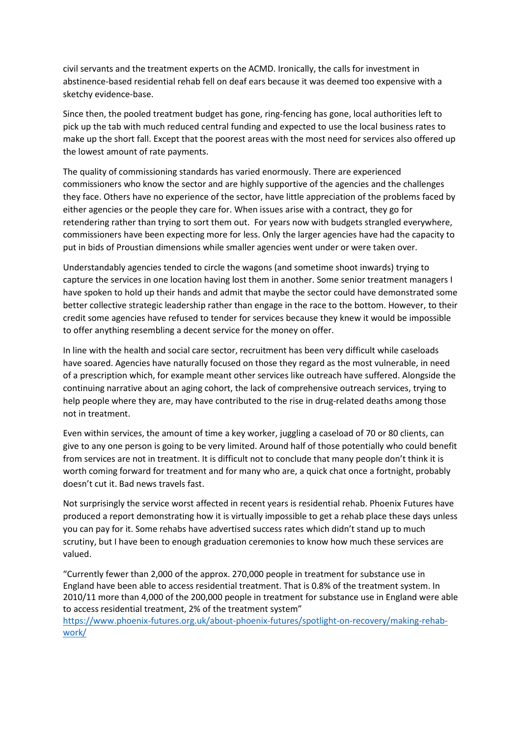civil servants and the treatment experts on the ACMD. Ironically, the calls for investment in abstinence-based residential rehab fell on deaf ears because it was deemed too expensive with a sketchy evidence-base.

Since then, the pooled treatment budget has gone, ring-fencing has gone, local authorities left to pick up the tab with much reduced central funding and expected to use the local business rates to make up the short fall. Except that the poorest areas with the most need for services also offered up the lowest amount of rate payments.

The quality of commissioning standards has varied enormously. There are experienced commissioners who know the sector and are highly supportive of the agencies and the challenges they face. Others have no experience of the sector, have little appreciation of the problems faced by either agencies or the people they care for. When issues arise with a contract, they go for retendering rather than trying to sort them out. For years now with budgets strangled everywhere, commissioners have been expecting more for less. Only the larger agencies have had the capacity to put in bids of Proustian dimensions while smaller agencies went under or were taken over.

Understandably agencies tended to circle the wagons (and sometime shoot inwards) trying to capture the services in one location having lost them in another. Some senior treatment managers I have spoken to hold up their hands and admit that maybe the sector could have demonstrated some better collective strategic leadership rather than engage in the race to the bottom. However, to their credit some agencies have refused to tender for services because they knew it would be impossible to offer anything resembling a decent service for the money on offer.

In line with the health and social care sector, recruitment has been very difficult while caseloads have soared. Agencies have naturally focused on those they regard as the most vulnerable, in need of a prescription which, for example meant other services like outreach have suffered. Alongside the continuing narrative about an aging cohort, the lack of comprehensive outreach services, trying to help people where they are, may have contributed to the rise in drug-related deaths among those not in treatment.

Even within services, the amount of time a key worker, juggling a caseload of 70 or 80 clients, can give to any one person is going to be very limited. Around half of those potentially who could benefit from services are not in treatment. It is difficult not to conclude that many people don't think it is worth coming forward for treatment and for many who are, a quick chat once a fortnight, probably doesn't cut it. Bad news travels fast.

Not surprisingly the service worst affected in recent years is residential rehab. Phoenix Futures have produced a report demonstrating how it is virtually impossible to get a rehab place these days unless you can pay for it. Some rehabs have advertised success rates which didn't stand up to much scrutiny, but I have been to enough graduation ceremonies to know how much these services are valued.

"Currently fewer than 2,000 of the approx. 270,000 people in treatment for substance use in England have been able to access residential treatment. That is 0.8% of the treatment system. In 2010/11 more than 4,000 of the 200,000 people in treatment for substance use in England were able to access residential treatment, 2% of the treatment system"
https://www.phoenix-futures.org.uk/about-phoenix-futures/spotlight-on-recovery/making-rehab-work/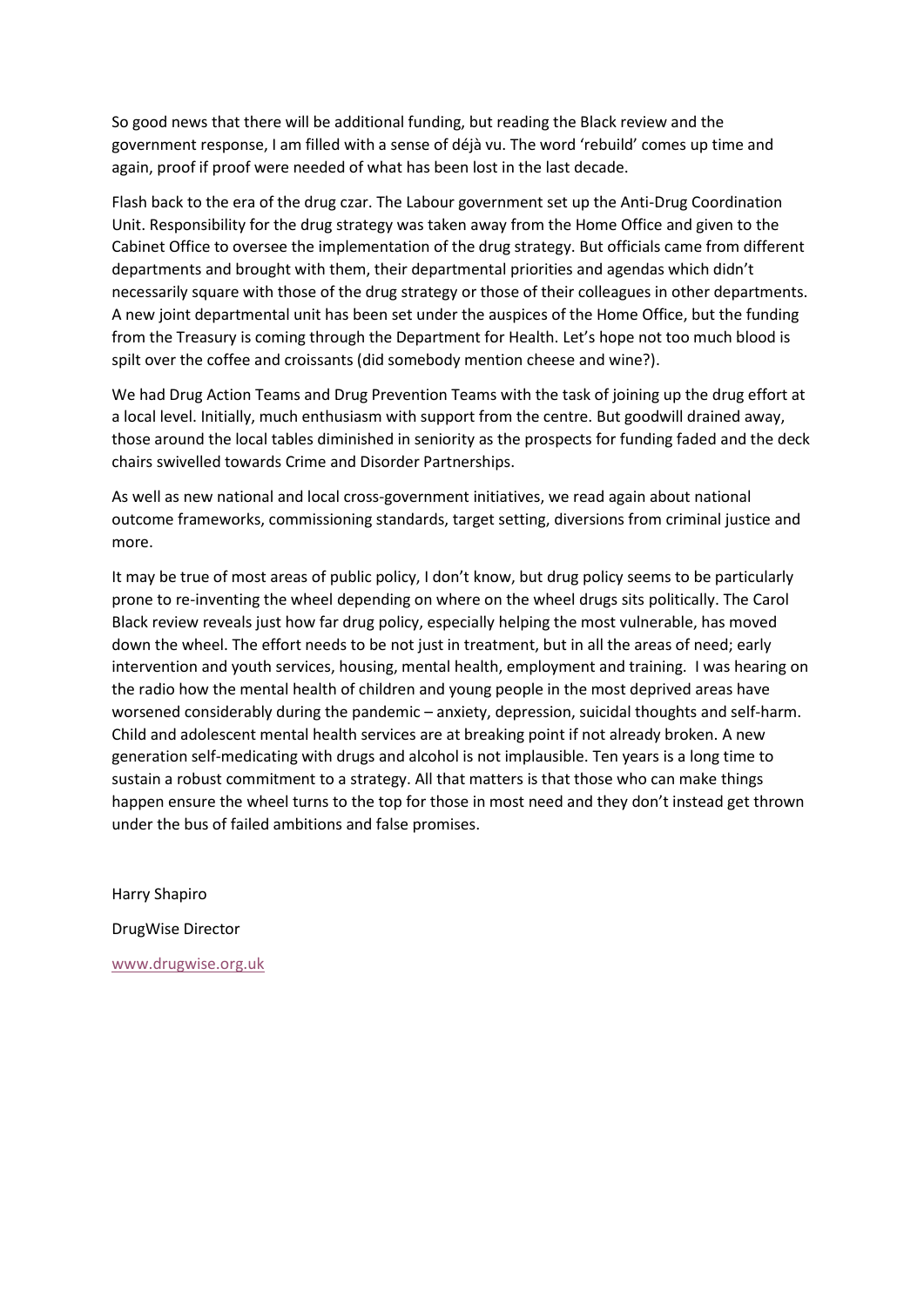So good news that there will be additional funding, but reading the Black review and the government response, I am filled with a sense of déjà vu. The word 'rebuild' comes up time and again, proof if proof were needed of what has been lost in the last decade.

Flash back to the era of the drug czar. The Labour government set up the Anti-Drug Coordination Unit. Responsibility for the drug strategy was taken away from the Home Office and given to the Cabinet Office to oversee the implementation of the drug strategy. But officials came from different departments and brought with them, their departmental priorities and agendas which didn't necessarily square with those of the drug strategy or those of their colleagues in other departments. A new joint departmental unit has been set under the auspices of the Home Office, but the funding from the Treasury is coming through the Department for Health. Let's hope not too much blood is spilt over the coffee and croissants (did somebody mention cheese and wine?).

We had Drug Action Teams and Drug Prevention Teams with the task of joining up the drug effort at a local level. Initially, much enthusiasm with support from the centre. But goodwill drained away, those around the local tables diminished in seniority as the prospects for funding faded and the deck chairs swivelled towards Crime and Disorder Partnerships.

As well as new national and local cross-government initiatives, we read again about national outcome frameworks, commissioning standards, target setting, diversions from criminal justice and more.

It may be true of most areas of public policy, I don't know, but drug policy seems to be particularly prone to re-inventing the wheel depending on where on the wheel drugs sits politically. The Carol Black review reveals just how far drug policy, especially helping the most vulnerable, has moved down the wheel. The effort needs to be not just in treatment, but in all the areas of need; early intervention and youth services, housing, mental health, employment and training. I was hearing on the radio how the mental health of children and young people in the most deprived areas have worsened considerably during the pandemic – anxiety, depression, suicidal thoughts and self-harm. Child and adolescent mental health services are at breaking point if not already broken. A new generation self-medicating with drugs and alcohol is not implausible. Ten years is a long time to sustain a robust commitment to a strategy. All that matters is that those who can make things happen ensure the wheel turns to the top for those in most need and they don't instead get thrown under the bus of failed ambitions and false promises.

Harry Shapiro

DrugWise Director

www.drugwise.org.uk